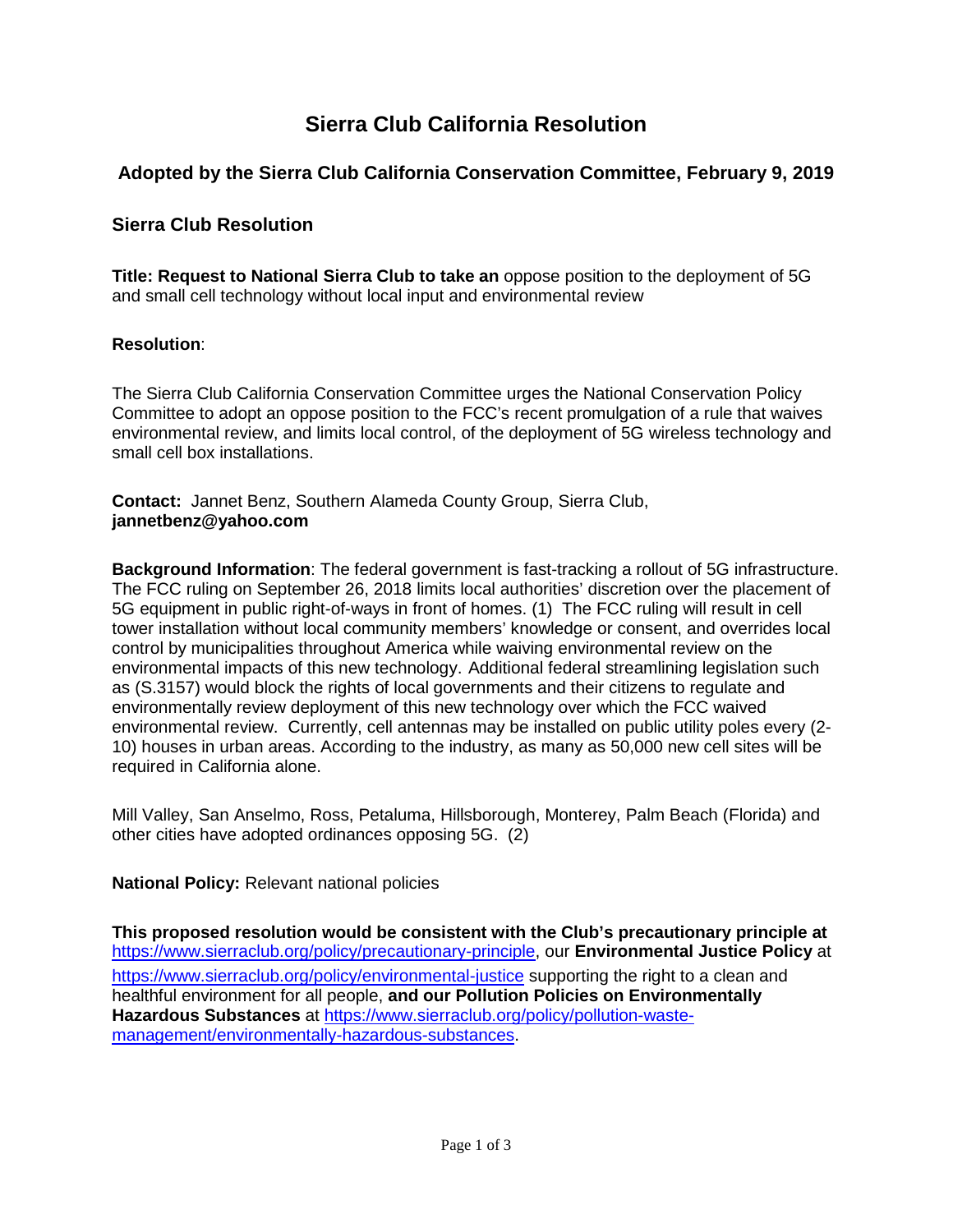# Sierra Club California Resolution

## Adopted by the Sierra Club California Conservation Committee, February 9, 2019

### Sierra Club Resolution

**Title: Request to National Sierra Club to take an** oppose position to the deployment of 5G and small cell technology without local input and environmental review

**Resolution**:

The Sierra Club California Conservation Committee urges the National Conservation Policy Committee to adopt an oppose position to the FCC's recent promulgation of a rule that waives environmental review, and limits local control, of the deployment of 5G wireless technology and small cell box installations.

**Contact:** Jannet Benz, Southern Alameda County Group, Sierra Club, **jannetbenz@yahoo.com**

**Background Information**: The federal government is fast-tracking a rollout of 5G infrastructure. The FCC ruling on September 26, 2018 limits local authorities' discretion over the placement of 5G equipment in public right-of-ways in front of homes. (1) The FCC ruling will result in cell tower installation without local community members' knowledge or consent, and overrides local control by municipalities throughout America while waiving environmental review on the environmental impacts of this new technology. Additional federal streamlining legislation such as (S.3157) would block the rights of local governments and their citizens to regulate and environmentally review deployment of this new technology over which the FCC waived environmental review. Currently, cell antennas may be installed on public utility poles every (2-10) houses in urban areas. According to the industry, as many as 50,000 new cell sites will be required in California alone.

Mill Valley, San Anselmo, Ross, Petaluma, Hillsborough, Monterey, Palm Beach (Florida) and other cities have adopted ordinances opposing 5G. (2)

**National Policy:** Relevant national policies

**This proposed resolution would be consistent with the Club's precautionary principle at** https://www.sierraclub.org/policy/precautionary-principle, our **Environmental Justice Policy** at https://www.sierraclub.org/policy/environmental-justice supporting the right to a clean and healthful environment for all people, **and our Pollution Policies on Environmentally Hazardous Substances** at https://www.sierraclub.org/policy/pollution-waste-management/environmentally-hazardous-substances.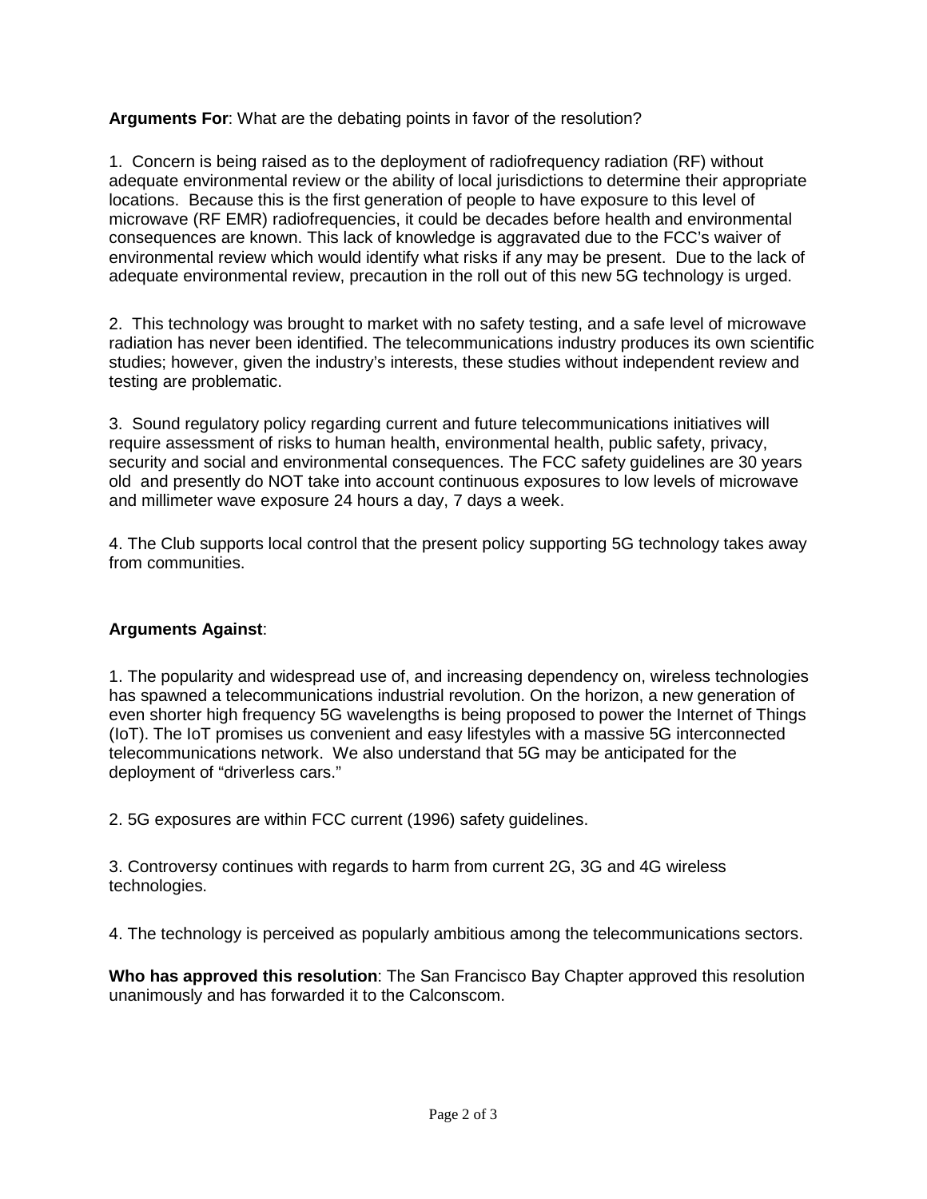**Arguments For**: What are the debating points in favor of the resolution?

1. Concern is being raised as to the deployment of radiofrequency radiation (RF) without adequate environmental review or the ability of local jurisdictions to determine their appropriate locations. Because this is the first generation of people to have exposure to this level of microwave (RF EMR) radiofrequencies, it could be decades before health and environmental consequences are known. This lack of knowledge is aggravated due to the FCC's waiver of environmental review which would identify what risks if any may be present. Due to the lack of adequate environmental review, precaution in the roll out of this new 5G technology is urged.

2. This technology was brought to market with no safety testing, and a safe level of microwave radiation has never been identified. The telecommunications industry produces its own scientific studies; however, given the industry's interests, these studies without independent review and testing are problematic.

3. Sound regulatory policy regarding current and future telecommunications initiatives will require assessment of risks to human health, environmental health, public safety, privacy, security and social and environmental consequences. The FCC safety guidelines are 30 years old and presently do NOT take into account continuous exposures to low levels of microwave and millimeter wave exposure 24 hours a day, 7 days a week.

4. The Club supports local control that the present policy supporting 5G technology takes away from communities.

**Arguments Against**:

1. The popularity and widespread use of, and increasing dependency on, wireless technologies has spawned a telecommunications industrial revolution. On the horizon, a new generation of even shorter high frequency 5G wavelengths is being proposed to power the Internet of Things (IoT). The IoT promises us convenient and easy lifestyles with a massive 5G interconnected telecommunications network. We also understand that 5G may be anticipated for the deployment of "driverless cars."

2. 5G exposures are within FCC current (1996) safety guidelines.

3. Controversy continues with regards to harm from current 2G, 3G and 4G wireless technologies.

4. The technology is perceived as popularly ambitious among the telecommunications sectors.

**Who has approved this resolution**: The San Francisco Bay Chapter approved this resolution unanimously and has forwarded it to the Calconscom.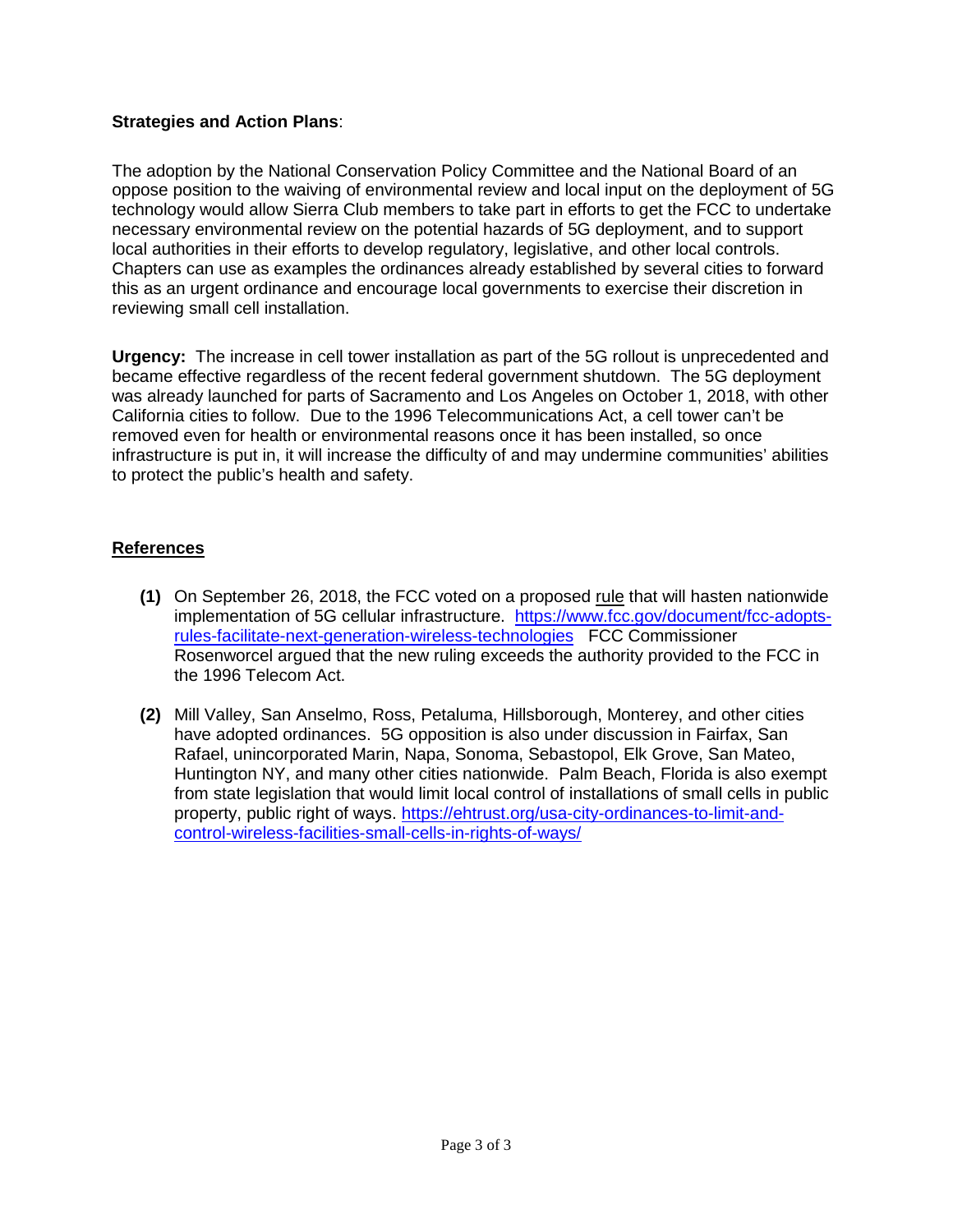**Strategies and Action Plans**:

The adoption by the National Conservation Policy Committee and the National Board of an oppose position to the waiving of environmental review and local input on the deployment of 5G technology would allow Sierra Club members to take part in efforts to get the FCC to undertake necessary environmental review on the potential hazards of 5G deployment, and to support local authorities in their efforts to develop regulatory, legislative, and other local controls. Chapters can use as examples the ordinances already established by several cities to forward this as an urgent ordinance and encourage local governments to exercise their discretion in reviewing small cell installation.

**Urgency:** The increase in cell tower installation as part of the 5G rollout is unprecedented and became effective regardless of the recent federal government shutdown. The 5G deployment was already launched for parts of Sacramento and Los Angeles on October 1, 2018, with other California cities to follow. Due to the 1996 Telecommunications Act, a cell tower can't be removed even for health or environmental reasons once it has been installed, so once infrastructure is put in, it will increase the difficulty of and may undermine communities' abilities to protect the public's health and safety.

## References

**(1)** On September 26, 2018, the FCC voted on a proposed rule that will hasten nationwide implementation of 5G cellular infrastructure. https://www.fcc.gov/document/fcc-adopts-rules-facilitate-next-generation-wireless-technologies FCC Commissioner Rosenworcel argued that the new ruling exceeds the authority provided to the FCC in the 1996 Telecom Act.

**(2)** Mill Valley, San Anselmo, Ross, Petaluma, Hillsborough, Monterey, and other cities have adopted ordinances. 5G opposition is also under discussion in Fairfax, San Rafael, unincorporated Marin, Napa, Sonoma, Sebastopol, Elk Grove, San Mateo, Huntington NY, and many other cities nationwide. Palm Beach, Florida is also exempt from state legislation that would limit local control of installations of small cells in public property, public right of ways. https://ehtrust.org/usa-city-ordinances-to-limit-and-control-wireless-facilities-small-cells-in-rights-of-ways/